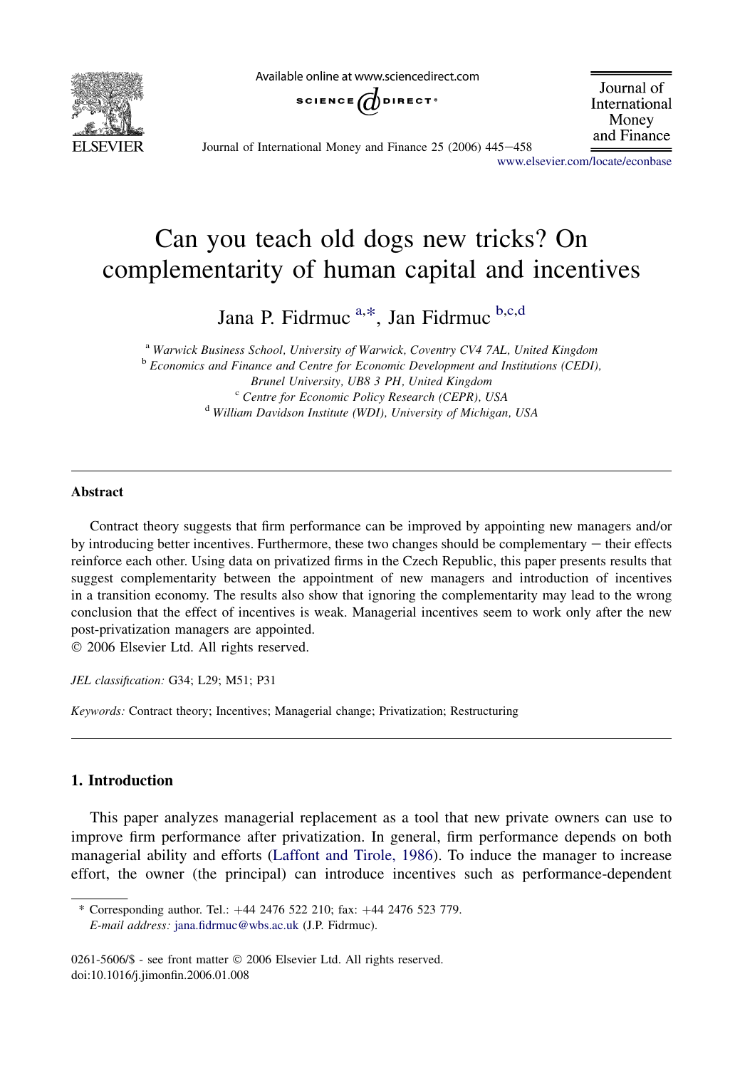# Can you teach old dogs new tricks? On complementarity of human capital and incentives

Jana P. Fidrmuc [a,*], Jan Fidrmuc [b,c,d]

[a] Warwick Business School, University of Warwick, Coventry CV4 7AL, United Kingdom
[b] Economics and Finance and Centre for Economic Development and Institutions (CEDI), Brunel University, UB8 3 PH, United Kingdom
[c] Centre for Economic Policy Research (CEPR), USA
[d] William Davidson Institute (WDI), University of Michigan, USA

---

## Abstract

Contract theory suggests that firm performance can be improved by appointing new managers and/or by introducing better incentives. Furthermore, these two changes should be complementary − their effects reinforce each other. Using data on privatized firms in the Czech Republic, this paper presents results that suggest complementarity between the appointment of new managers and introduction of incentives in a transition economy. The results also show that ignoring the complementarity may lead to the wrong conclusion that the effect of incentives is weak. Managerial incentives seem to work only after the new post-privatization managers are appointed.

© 2006 Elsevier Ltd. All rights reserved.

*JEL classification:* G34; L29; M51; P31

*Keywords:* Contract theory; Incentives; Managerial change; Privatization; Restructuring

---

## 1. Introduction

This paper analyzes managerial replacement as a tool that new private owners can use to improve firm performance after privatization. In general, firm performance depends on both managerial ability and efforts (Laffont and Tirole, 1986). To induce the manager to increase effort, the owner (the principal) can introduce incentives such as performance-dependent

---

\* Corresponding author. Tel.: +44 2476 522 210; fax: +44 2476 523 779.
*E-mail address:* jana.fidrmuc@wbs.ac.uk (J.P. Fidrmuc).

0261-5606/$ - see front matter © 2006 Elsevier Ltd. All rights reserved.
doi:10.1016/j.jimonfin.2006.01.008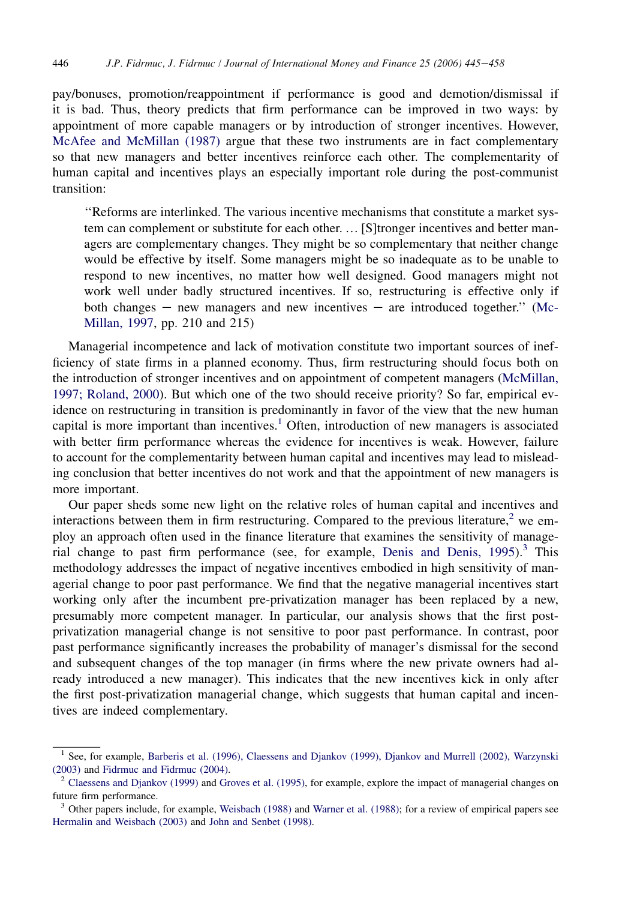pay/bonuses, promotion/reappointment if performance is good and demotion/dismissal if it is bad. Thus, theory predicts that firm performance can be improved in two ways: by appointment of more capable managers or by introduction of stronger incentives. However, McAfee and McMillan (1987) argue that these two instruments are in fact complementary so that new managers and better incentives reinforce each other. The complementarity of human capital and incentives plays an especially important role during the post-communist transition:

> ''Reforms are interlinked. The various incentive mechanisms that constitute a market system can complement or substitute for each other. … [S]tronger incentives and better managers are complementary changes. They might be so complementary that neither change would be effective by itself. Some managers might be so inadequate as to be unable to respond to new incentives, no matter how well designed. Good managers might not work well under badly structured incentives. If so, restructuring is effective only if both changes – new managers and new incentives – are introduced together.'' (McMillan, 1997, pp. 210 and 215)

Managerial incompetence and lack of motivation constitute two important sources of inefficiency of state firms in a planned economy. Thus, firm restructuring should focus both on the introduction of stronger incentives and on appointment of competent managers (McMillan, 1997; Roland, 2000). But which one of the two should receive priority? So far, empirical evidence on restructuring in transition is predominantly in favor of the view that the new human capital is more important than incentives.[1] Often, introduction of new managers is associated with better firm performance whereas the evidence for incentives is weak. However, failure to account for the complementarity between human capital and incentives may lead to misleading conclusion that better incentives do not work and that the appointment of new managers is more important.

Our paper sheds some new light on the relative roles of human capital and incentives and interactions between them in firm restructuring. Compared to the previous literature,[2] we employ an approach often used in the finance literature that examines the sensitivity of managerial change to past firm performance (see, for example, Denis and Denis, 1995).[3] This methodology addresses the impact of negative incentives embodied in high sensitivity of managerial change to poor past performance. We find that the negative managerial incentives start working only after the incumbent pre-privatization manager has been replaced by a new, presumably more competent manager. In particular, our analysis shows that the first post-privatization managerial change is not sensitive to poor past performance. In contrast, poor past performance significantly increases the probability of manager's dismissal for the second and subsequent changes of the top manager (in firms where the new private owners had already introduced a new manager). This indicates that the new incentives kick in only after the first post-privatization managerial change, which suggests that human capital and incentives are indeed complementary.

---

[1] See, for example, Barberis et al. (1996), Claessens and Djankov (1999), Djankov and Murrell (2002), Warzynski (2003) and Fidrmuc and Fidrmuc (2004).

[2] Claessens and Djankov (1999) and Groves et al. (1995), for example, explore the impact of managerial changes on future firm performance.

[3] Other papers include, for example, Weisbach (1988) and Warner et al. (1988); for a review of empirical papers see Hermalin and Weisbach (2003) and John and Senbet (1998).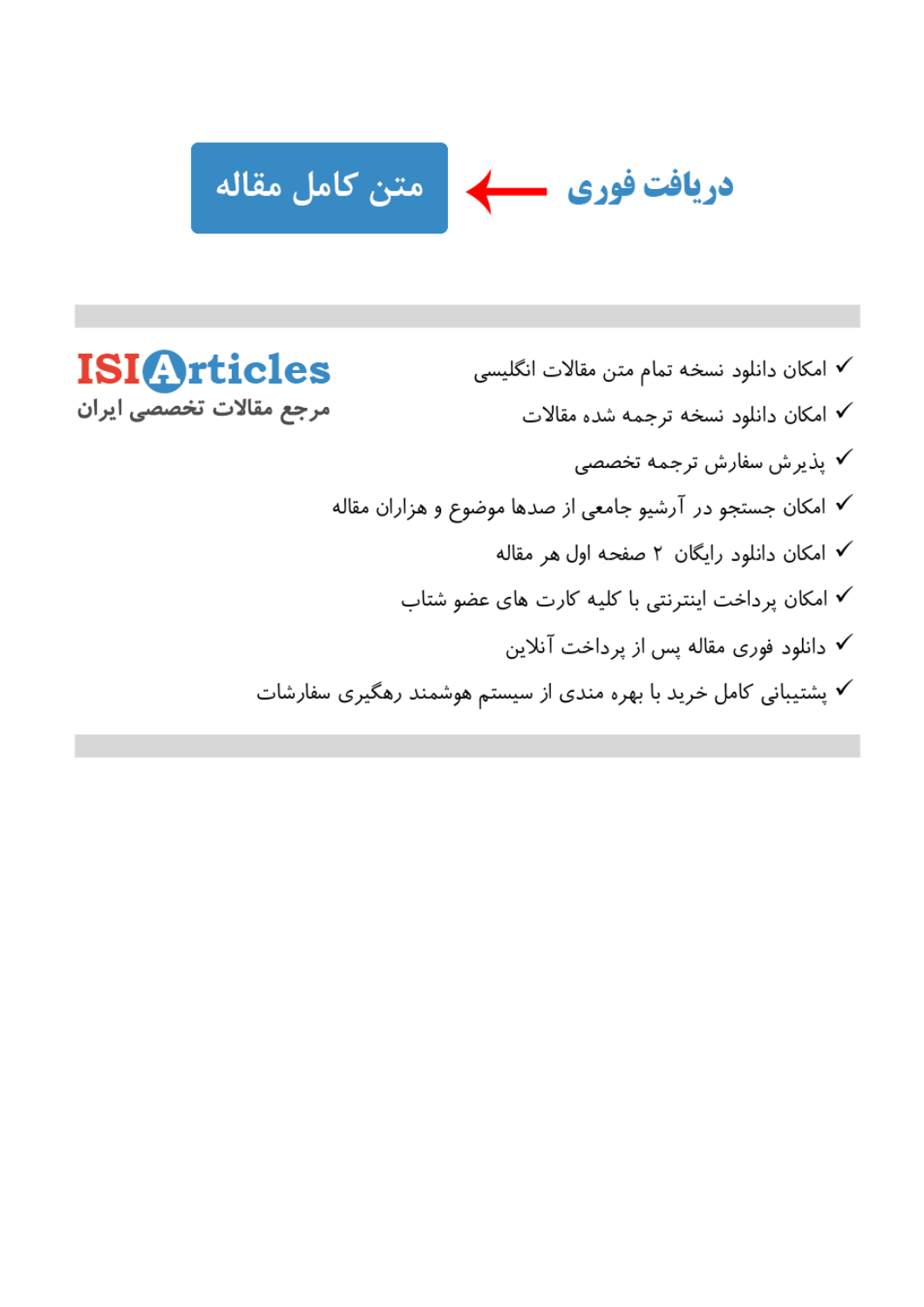دریافت فوری ← **متن کامل مقاله**

**ISIArticles**
مرجع مقالات تخصصی ایران

- ✓ امکان دانلود نسخه تمام متن مقالات انگلیسی
- ✓ امکان دانلود نسخه ترجمه شده مقالات
- ✓ پذیرش سفارش ترجمه تخصصی
- ✓ امکان جستجو در آرشیو جامعی از صدها موضوع و هزاران مقاله
- ✓ امکان دانلود رایگان ۲ صفحه اول هر مقاله
- ✓ امکان پرداخت اینترنتی با کلیه کارت های عضو شتاب
- ✓ دانلود فوری مقاله پس از پرداخت آنلاین
- ✓ پشتیبانی کامل خرید با بهره مندی از سیستم هوشمند رهگیری سفارشات